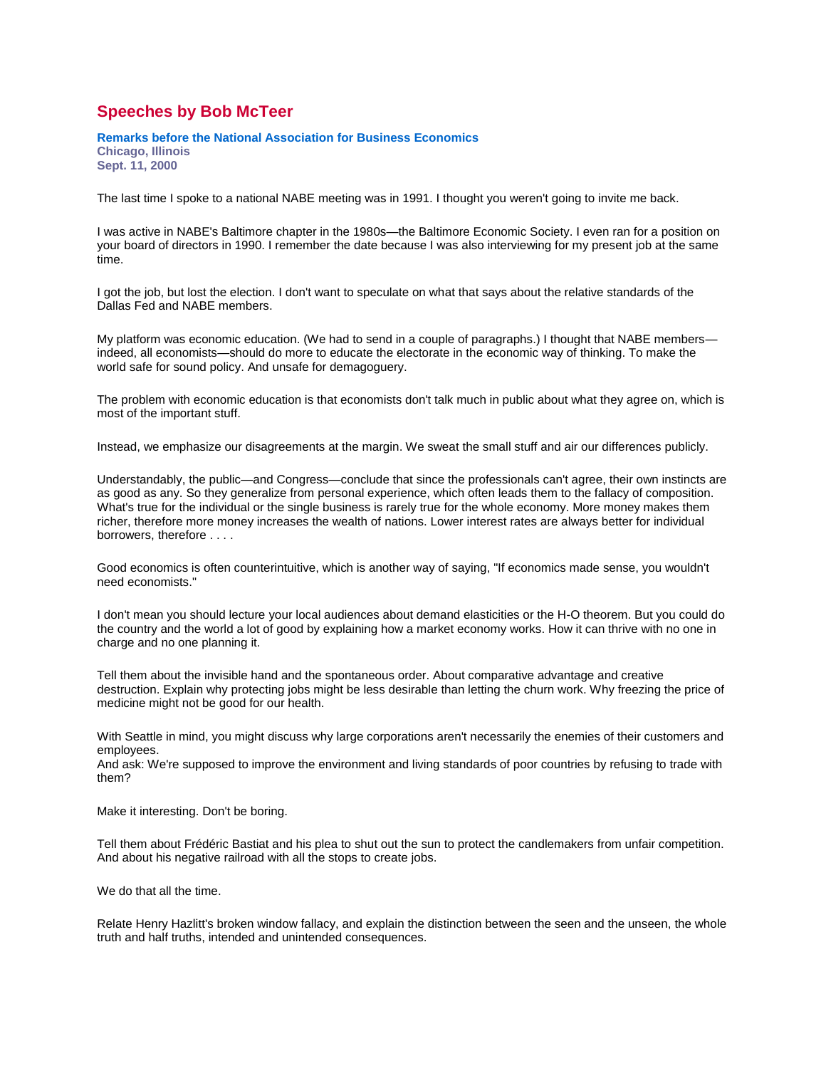# Speeches by Bob McTeer

**Remarks before the National Association for Business Economics**
**Chicago, Illinois**
**Sept. 11, 2000**

The last time I spoke to a national NABE meeting was in 1991. I thought you weren't going to invite me back.

I was active in NABE's Baltimore chapter in the 1980s—the Baltimore Economic Society. I even ran for a position on your board of directors in 1990. I remember the date because I was also interviewing for my present job at the same time.

I got the job, but lost the election. I don't want to speculate on what that says about the relative standards of the Dallas Fed and NABE members.

My platform was economic education. (We had to send in a couple of paragraphs.) I thought that NABE members—indeed, all economists—should do more to educate the electorate in the economic way of thinking. To make the world safe for sound policy. And unsafe for demagoguery.

The problem with economic education is that economists don't talk much in public about what they agree on, which is most of the important stuff.

Instead, we emphasize our disagreements at the margin. We sweat the small stuff and air our differences publicly.

Understandably, the public—and Congress—conclude that since the professionals can't agree, their own instincts are as good as any. So they generalize from personal experience, which often leads them to the fallacy of composition. What's true for the individual or the single business is rarely true for the whole economy. More money makes them richer, therefore more money increases the wealth of nations. Lower interest rates are always better for individual borrowers, therefore . . . .

Good economics is often counterintuitive, which is another way of saying, "If economics made sense, you wouldn't need economists."

I don't mean you should lecture your local audiences about demand elasticities or the H-O theorem. But you could do the country and the world a lot of good by explaining how a market economy works. How it can thrive with no one in charge and no one planning it.

Tell them about the invisible hand and the spontaneous order. About comparative advantage and creative destruction. Explain why protecting jobs might be less desirable than letting the churn work. Why freezing the price of medicine might not be good for our health.

With Seattle in mind, you might discuss why large corporations aren't necessarily the enemies of their customers and employees.
And ask: We're supposed to improve the environment and living standards of poor countries by refusing to trade with them?

Make it interesting. Don't be boring.

Tell them about Frédéric Bastiat and his plea to shut out the sun to protect the candlemakers from unfair competition. And about his negative railroad with all the stops to create jobs.

We do that all the time.

Relate Henry Hazlitt's broken window fallacy, and explain the distinction between the seen and the unseen, the whole truth and half truths, intended and unintended consequences.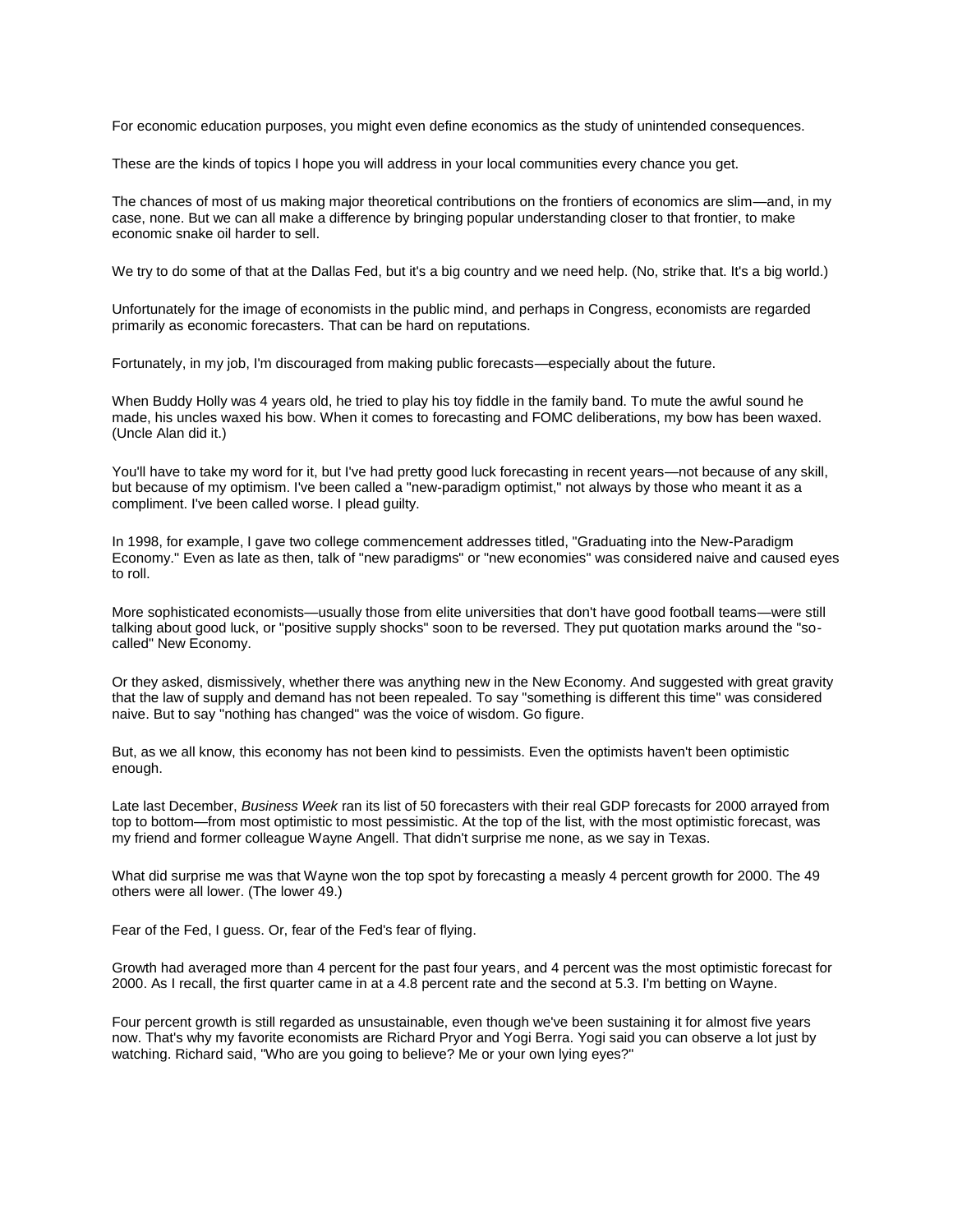For economic education purposes, you might even define economics as the study of unintended consequences.

These are the kinds of topics I hope you will address in your local communities every chance you get.

The chances of most of us making major theoretical contributions on the frontiers of economics are slim—and, in my case, none. But we can all make a difference by bringing popular understanding closer to that frontier, to make economic snake oil harder to sell.

We try to do some of that at the Dallas Fed, but it's a big country and we need help. (No, strike that. It's a big world.)

Unfortunately for the image of economists in the public mind, and perhaps in Congress, economists are regarded primarily as economic forecasters. That can be hard on reputations.

Fortunately, in my job, I'm discouraged from making public forecasts—especially about the future.

When Buddy Holly was 4 years old, he tried to play his toy fiddle in the family band. To mute the awful sound he made, his uncles waxed his bow. When it comes to forecasting and FOMC deliberations, my bow has been waxed. (Uncle Alan did it.)

You'll have to take my word for it, but I've had pretty good luck forecasting in recent years—not because of any skill, but because of my optimism. I've been called a "new-paradigm optimist," not always by those who meant it as a compliment. I've been called worse. I plead guilty.

In 1998, for example, I gave two college commencement addresses titled, "Graduating into the New-Paradigm Economy." Even as late as then, talk of "new paradigms" or "new economies" was considered naive and caused eyes to roll.

More sophisticated economists—usually those from elite universities that don't have good football teams—were still talking about good luck, or "positive supply shocks" soon to be reversed. They put quotation marks around the "so-called" New Economy.

Or they asked, dismissively, whether there was anything new in the New Economy. And suggested with great gravity that the law of supply and demand has not been repealed. To say "something is different this time" was considered naive. But to say "nothing has changed" was the voice of wisdom. Go figure.

But, as we all know, this economy has not been kind to pessimists. Even the optimists haven't been optimistic enough.

Late last December, *Business Week* ran its list of 50 forecasters with their real GDP forecasts for 2000 arrayed from top to bottom—from most optimistic to most pessimistic. At the top of the list, with the most optimistic forecast, was my friend and former colleague Wayne Angell. That didn't surprise me none, as we say in Texas.

What did surprise me was that Wayne won the top spot by forecasting a measly 4 percent growth for 2000. The 49 others were all lower. (The lower 49.)

Fear of the Fed, I guess. Or, fear of the Fed's fear of flying.

Growth had averaged more than 4 percent for the past four years, and 4 percent was the most optimistic forecast for 2000. As I recall, the first quarter came in at a 4.8 percent rate and the second at 5.3. I'm betting on Wayne.

Four percent growth is still regarded as unsustainable, even though we've been sustaining it for almost five years now. That's why my favorite economists are Richard Pryor and Yogi Berra. Yogi said you can observe a lot just by watching. Richard said, "Who are you going to believe? Me or your own lying eyes?"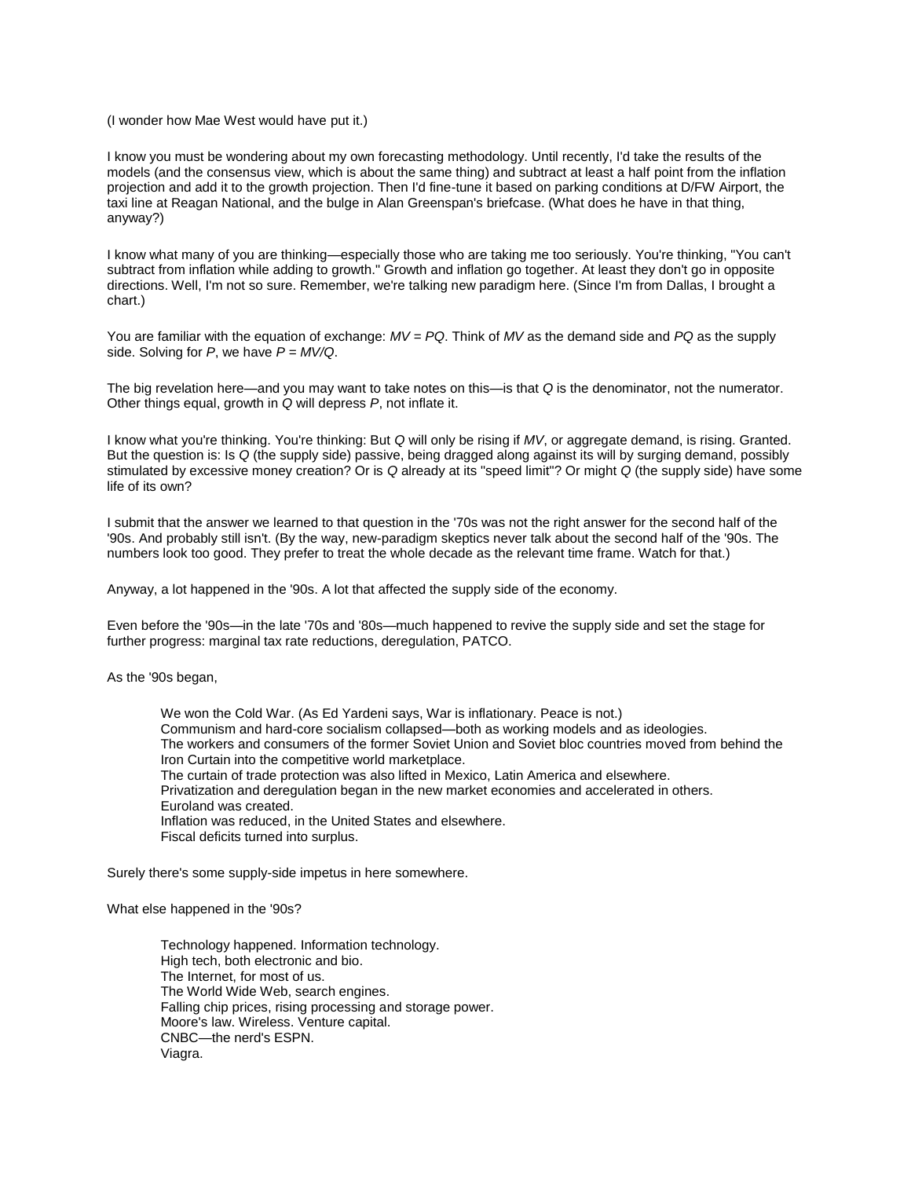(I wonder how Mae West would have put it.)

I know you must be wondering about my own forecasting methodology. Until recently, I'd take the results of the models (and the consensus view, which is about the same thing) and subtract at least a half point from the inflation projection and add it to the growth projection. Then I'd fine-tune it based on parking conditions at D/FW Airport, the taxi line at Reagan National, and the bulge in Alan Greenspan's briefcase. (What does he have in that thing, anyway?)

I know what many of you are thinking—especially those who are taking me too seriously. You're thinking, "You can't subtract from inflation while adding to growth." Growth and inflation go together. At least they don't go in opposite directions. Well, I'm not so sure. Remember, we're talking new paradigm here. (Since I'm from Dallas, I brought a chart.)

You are familiar with the equation of exchange: $MV = PQ$. Think of $MV$ as the demand side and $PQ$ as the supply side. Solving for $P$, we have $P = MV/Q$.

The big revelation here—and you may want to take notes on this—is that $Q$ is the denominator, not the numerator. Other things equal, growth in $Q$ will depress $P$, not inflate it.

I know what you're thinking. You're thinking: But $Q$ will only be rising if $MV$, or aggregate demand, is rising. Granted. But the question is: Is $Q$ (the supply side) passive, being dragged along against its will by surging demand, possibly stimulated by excessive money creation? Or is $Q$ already at its "speed limit"? Or might $Q$ (the supply side) have some life of its own?

I submit that the answer we learned to that question in the '70s was not the right answer for the second half of the '90s. And probably still isn't. (By the way, new-paradigm skeptics never talk about the second half of the '90s. The numbers look too good. They prefer to treat the whole decade as the relevant time frame. Watch for that.)

Anyway, a lot happened in the '90s. A lot that affected the supply side of the economy.

Even before the '90s—in the late '70s and '80s—much happened to revive the supply side and set the stage for further progress: marginal tax rate reductions, deregulation, PATCO.

As the '90s began,

> We won the Cold War. (As Ed Yardeni says, War is inflationary. Peace is not.)
> Communism and hard-core socialism collapsed—both as working models and as ideologies.
> The workers and consumers of the former Soviet Union and Soviet bloc countries moved from behind the Iron Curtain into the competitive world marketplace.
> The curtain of trade protection was also lifted in Mexico, Latin America and elsewhere.
> Privatization and deregulation began in the new market economies and accelerated in others.
> Euroland was created.
> Inflation was reduced, in the United States and elsewhere.
> Fiscal deficits turned into surplus.

Surely there's some supply-side impetus in here somewhere.

What else happened in the '90s?

> Technology happened. Information technology.
> High tech, both electronic and bio.
> The Internet, for most of us.
> The World Wide Web, search engines.
> Falling chip prices, rising processing and storage power.
> Moore's law. Wireless. Venture capital.
> CNBC—the nerd's ESPN.
> Viagra.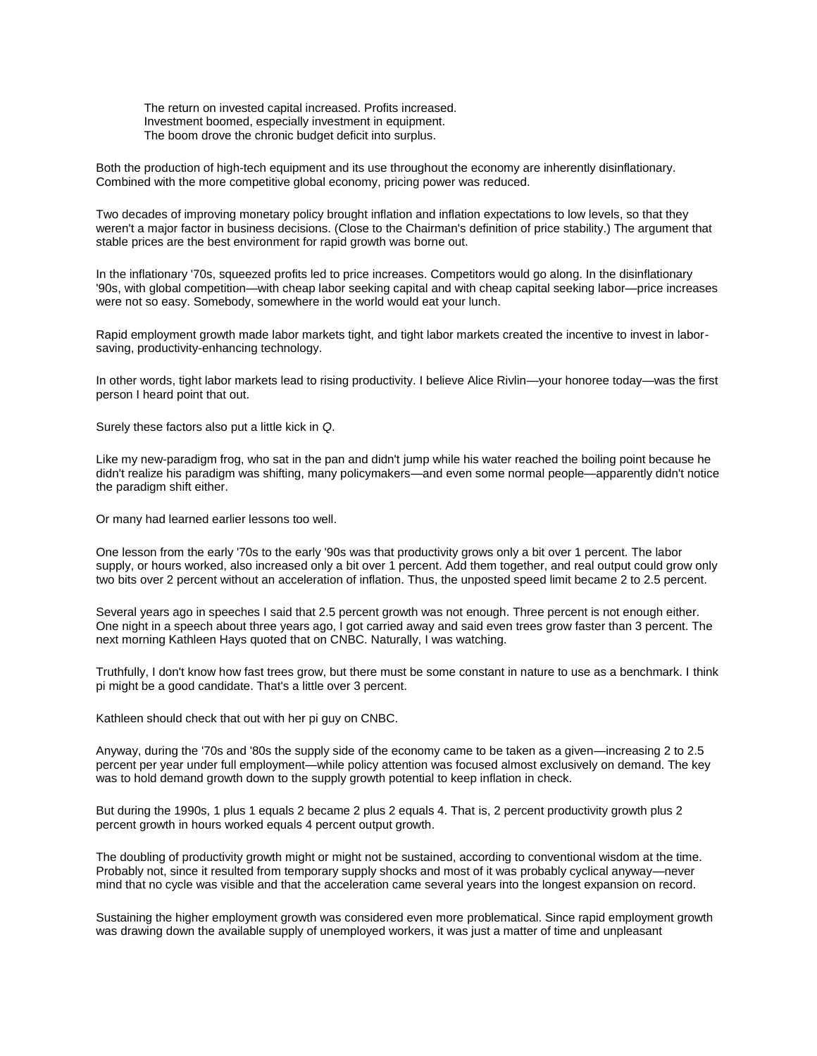The return on invested capital increased. Profits increased.
Investment boomed, especially investment in equipment.
The boom drove the chronic budget deficit into surplus.

Both the production of high-tech equipment and its use throughout the economy are inherently disinflationary. Combined with the more competitive global economy, pricing power was reduced.

Two decades of improving monetary policy brought inflation and inflation expectations to low levels, so that they weren't a major factor in business decisions. (Close to the Chairman's definition of price stability.) The argument that stable prices are the best environment for rapid growth was borne out.

In the inflationary '70s, squeezed profits led to price increases. Competitors would go along. In the disinflationary '90s, with global competition—with cheap labor seeking capital and with cheap capital seeking labor—price increases were not so easy. Somebody, somewhere in the world would eat your lunch.

Rapid employment growth made labor markets tight, and tight labor markets created the incentive to invest in labor-saving, productivity-enhancing technology.

In other words, tight labor markets lead to rising productivity. I believe Alice Rivlin—your honoree today—was the first person I heard point that out.

Surely these factors also put a little kick in *Q*.

Like my new-paradigm frog, who sat in the pan and didn't jump while his water reached the boiling point because he didn't realize his paradigm was shifting, many policymakers—and even some normal people—apparently didn't notice the paradigm shift either.

Or many had learned earlier lessons too well.

One lesson from the early '70s to the early '90s was that productivity grows only a bit over 1 percent. The labor supply, or hours worked, also increased only a bit over 1 percent. Add them together, and real output could grow only two bits over 2 percent without an acceleration of inflation. Thus, the unposted speed limit became 2 to 2.5 percent.

Several years ago in speeches I said that 2.5 percent growth was not enough. Three percent is not enough either. One night in a speech about three years ago, I got carried away and said even trees grow faster than 3 percent. The next morning Kathleen Hays quoted that on CNBC. Naturally, I was watching.

Truthfully, I don't know how fast trees grow, but there must be some constant in nature to use as a benchmark. I think pi might be a good candidate. That's a little over 3 percent.

Kathleen should check that out with her pi guy on CNBC.

Anyway, during the '70s and '80s the supply side of the economy came to be taken as a given—increasing 2 to 2.5 percent per year under full employment—while policy attention was focused almost exclusively on demand. The key was to hold demand growth down to the supply growth potential to keep inflation in check.

But during the 1990s, 1 plus 1 equals 2 became 2 plus 2 equals 4. That is, 2 percent productivity growth plus 2 percent growth in hours worked equals 4 percent output growth.

The doubling of productivity growth might or might not be sustained, according to conventional wisdom at the time. Probably not, since it resulted from temporary supply shocks and most of it was probably cyclical anyway—never mind that no cycle was visible and that the acceleration came several years into the longest expansion on record.

Sustaining the higher employment growth was considered even more problematical. Since rapid employment growth was drawing down the available supply of unemployed workers, it was just a matter of time and unpleasant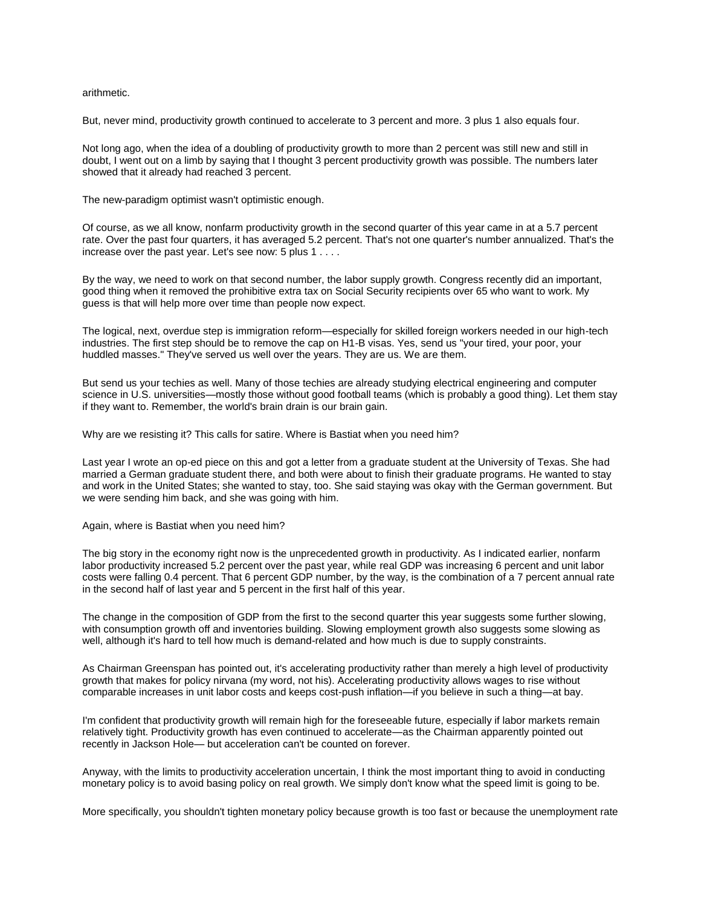arithmetic.

But, never mind, productivity growth continued to accelerate to 3 percent and more. 3 plus 1 also equals four.

Not long ago, when the idea of a doubling of productivity growth to more than 2 percent was still new and still in doubt, I went out on a limb by saying that I thought 3 percent productivity growth was possible. The numbers later showed that it already had reached 3 percent.

The new-paradigm optimist wasn't optimistic enough.

Of course, as we all know, nonfarm productivity growth in the second quarter of this year came in at a 5.7 percent rate. Over the past four quarters, it has averaged 5.2 percent. That's not one quarter's number annualized. That's the increase over the past year. Let's see now: 5 plus 1 . . . .

By the way, we need to work on that second number, the labor supply growth. Congress recently did an important, good thing when it removed the prohibitive extra tax on Social Security recipients over 65 who want to work. My guess is that will help more over time than people now expect.

The logical, next, overdue step is immigration reform—especially for skilled foreign workers needed in our high-tech industries. The first step should be to remove the cap on H1-B visas. Yes, send us "your tired, your poor, your huddled masses." They've served us well over the years. They are us. We are them.

But send us your techies as well. Many of those techies are already studying electrical engineering and computer science in U.S. universities—mostly those without good football teams (which is probably a good thing). Let them stay if they want to. Remember, the world's brain drain is our brain gain.

Why are we resisting it? This calls for satire. Where is Bastiat when you need him?

Last year I wrote an op-ed piece on this and got a letter from a graduate student at the University of Texas. She had married a German graduate student there, and both were about to finish their graduate programs. He wanted to stay and work in the United States; she wanted to stay, too. She said staying was okay with the German government. But we were sending him back, and she was going with him.

Again, where is Bastiat when you need him?

The big story in the economy right now is the unprecedented growth in productivity. As I indicated earlier, nonfarm labor productivity increased 5.2 percent over the past year, while real GDP was increasing 6 percent and unit labor costs were falling 0.4 percent. That 6 percent GDP number, by the way, is the combination of a 7 percent annual rate in the second half of last year and 5 percent in the first half of this year.

The change in the composition of GDP from the first to the second quarter this year suggests some further slowing, with consumption growth off and inventories building. Slowing employment growth also suggests some slowing as well, although it's hard to tell how much is demand-related and how much is due to supply constraints.

As Chairman Greenspan has pointed out, it's accelerating productivity rather than merely a high level of productivity growth that makes for policy nirvana (my word, not his). Accelerating productivity allows wages to rise without comparable increases in unit labor costs and keeps cost-push inflation—if you believe in such a thing—at bay.

I'm confident that productivity growth will remain high for the foreseeable future, especially if labor markets remain relatively tight. Productivity growth has even continued to accelerate—as the Chairman apparently pointed out recently in Jackson Hole— but acceleration can't be counted on forever.

Anyway, with the limits to productivity acceleration uncertain, I think the most important thing to avoid in conducting monetary policy is to avoid basing policy on real growth. We simply don't know what the speed limit is going to be.

More specifically, you shouldn't tighten monetary policy because growth is too fast or because the unemployment rate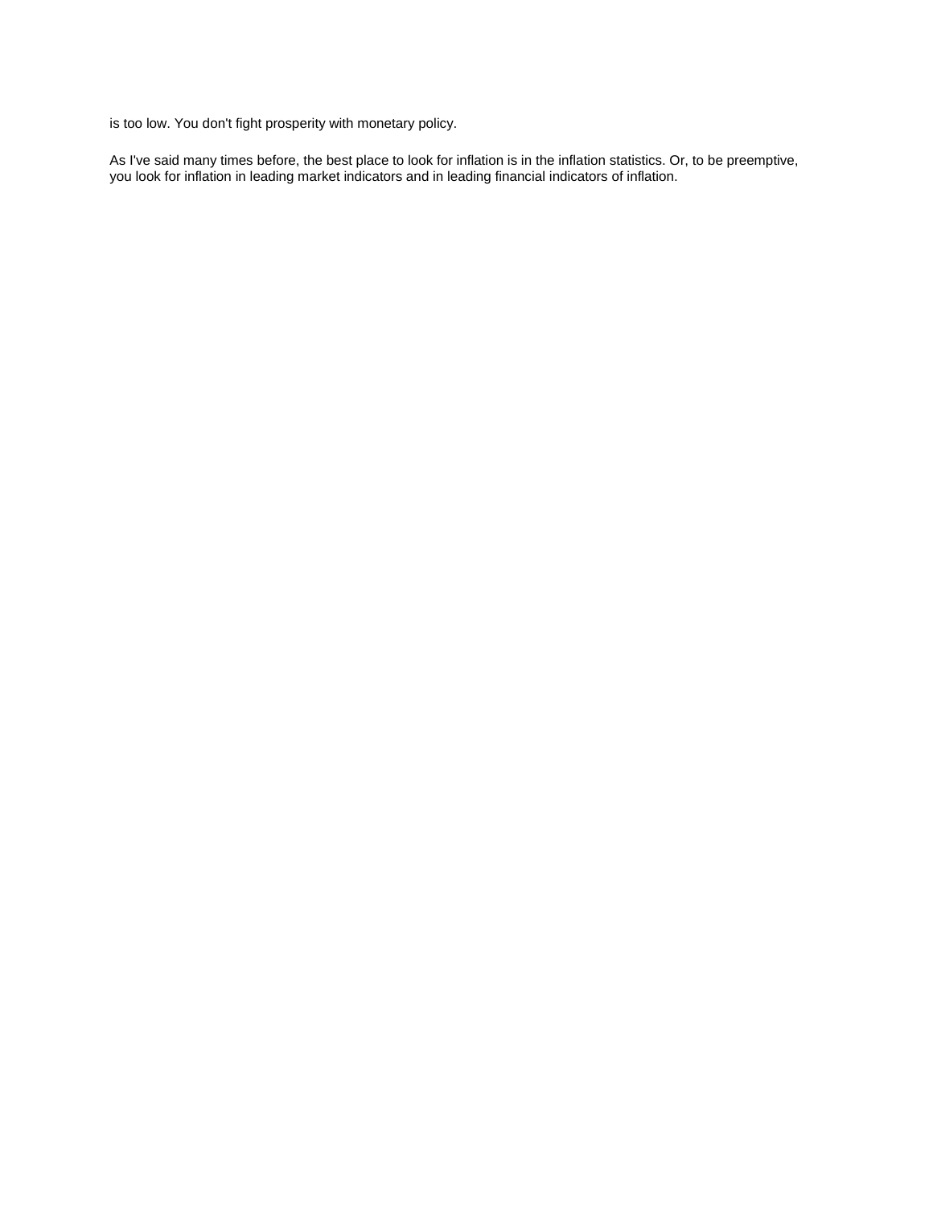is too low. You don't fight prosperity with monetary policy.

As I've said many times before, the best place to look for inflation is in the inflation statistics. Or, to be preemptive, you look for inflation in leading market indicators and in leading financial indicators of inflation.